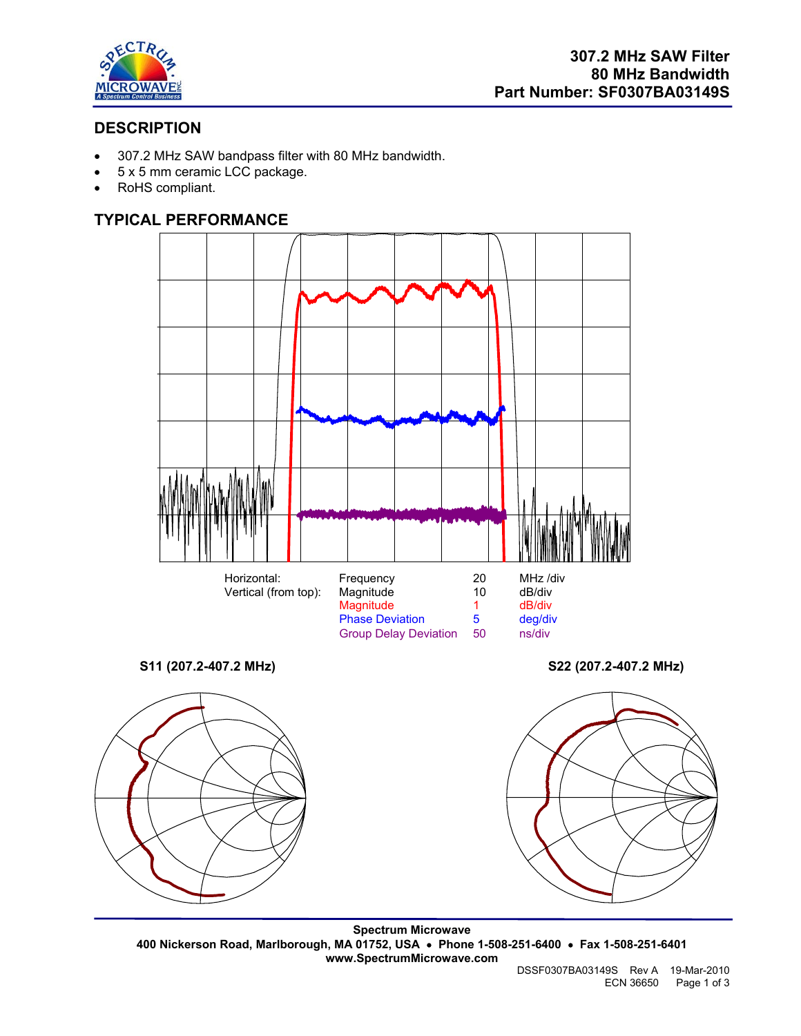# 307.2 MHz SAW Filter
# 80 MHz Bandwidth
# Part Number: SF0307BA03149S

## DESCRIPTION

- 307.2 MHz SAW bandpass filter with 80 MHz bandwidth.
- 5 x 5 mm ceramic LCC package.
- RoHS compliant.

## TYPICAL PERFORMANCE

| | | | |
|---|---|---|---|
| Horizontal: | Frequency | 20 | MHz /div |
| Vertical (from top): | Magnitude | 10 | dB/div |
| | Magnitude | 1 | dB/div |
| | Phase Deviation | 5 | deg/div |
| | Group Delay Deviation | 50 | ns/div |

**S11 (207.2-407.2 MHz)**

**S22 (207.2-407.2 MHz)**

**Spectrum Microwave**
**400 Nickerson Road, Marlborough, MA 01752, USA • Phone 1-508-251-6400 • Fax 1-508-251-6401**
**www.SpectrumMicrowave.com**

DSSF0307BA03149S Rev A 19-Mar-2010
ECN 36650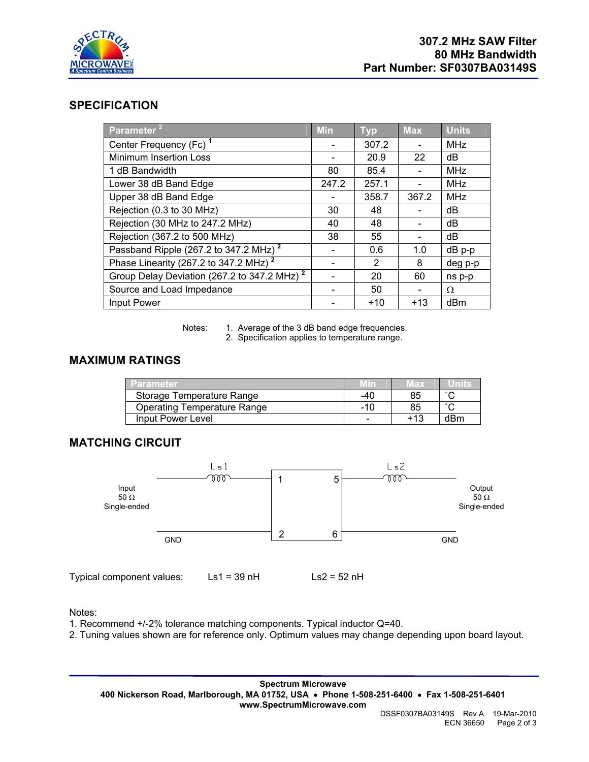# 307.2 MHz SAW Filter
# 80 MHz Bandwidth
# Part Number: SF0307BA03149S

## SPECIFICATION

| Parameter [2] | Min | Typ | Max | Units |
|---|---|---|---|---|
| Center Frequency (Fc) [1] | - | 307.2 | - | MHz |
| Minimum Insertion Loss | - | 20.9 | 22 | dB |
| 1 dB Bandwidth | 80 | 85.4 | - | MHz |
| Lower 38 dB Band Edge | 247.2 | 257.1 | - | MHz |
| Upper 38 dB Band Edge | - | 358.7 | 367.2 | MHz |
| Rejection (0.3 to 30 MHz) | 30 | 48 | - | dB |
| Rejection (30 MHz to 247.2 MHz) | 40 | 48 | - | dB |
| Rejection (367.2 to 500 MHz) | 38 | 55 | - | dB |
| Passband Ripple (267.2 to 347.2 MHz) [2] | - | 0.6 | 1.0 | dB p-p |
| Phase Linearity (267.2 to 347.2 MHz) [2] | - | 2 | 8 | deg p-p |
| Group Delay Deviation (267.2 to 347.2 MHz) [2] | - | 20 | 60 | ns p-p |
| Source and Load Impedance | - | 50 | - | Ω |
| Input Power | - | +10 | +13 | dBm |

Notes:
1. Average of the 3 dB band edge frequencies.
2. Specification applies to temperature range.

## MAXIMUM RATINGS

| Parameter | Min | Max | Units |
|---|---|---|---|
| Storage Temperature Range | -40 | 85 | ˚C |
| Operating Temperature Range | -10 | 85 | ˚C |
| Input Power Level | - | +13 | dBm |

## MATCHING CIRCUIT

Input 50 Ω Single-ended — Ls1 — pin 1; pin 2 — GND; pin 5 — Ls2 — Output 50 Ω Single-ended; pin 6 — GND

Typical component values: Ls1 = 39 nH Ls2 = 52 nH

Notes:
1. Recommend +/-2% tolerance matching components. Typical inductor Q=40.
2. Tuning values shown are for reference only. Optimum values may change depending upon board layout.

**Spectrum Microwave**
**400 Nickerson Road, Marlborough, MA 01752, USA • Phone 1-508-251-6400 • Fax 1-508-251-6401**
**www.SpectrumMicrowave.com**

DSSF0307BA03149S Rev A 19-Mar-2010
ECN 36650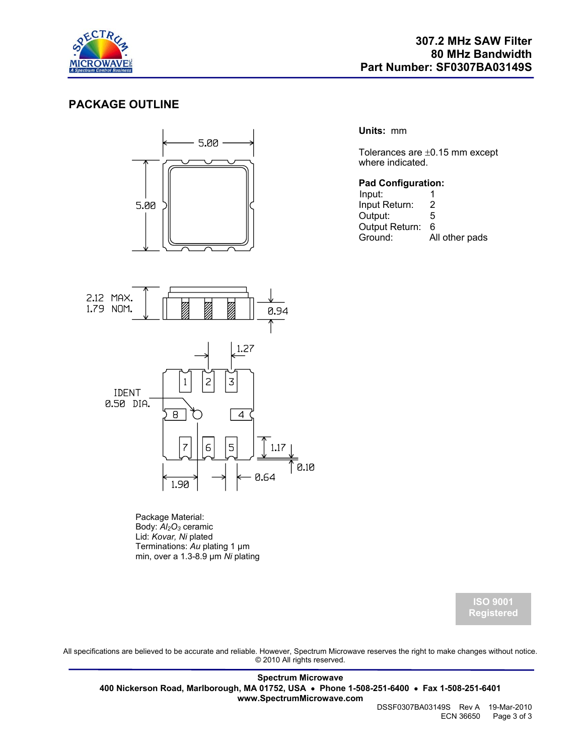## PACKAGE OUTLINE

5.00

5.00

2.12 MAX.
1.79 NOM.

0.94

1.27

IDENT
0.50 DIA.

1 2 3
8 4
7 6 5

1.17

0.10

1.90

0.64

**Units:** mm

Tolerances are ±0.15 mm except where indicated.

**Pad Configuration:**

| | |
|---|---|
| Input: | 1 |
| Input Return: | 2 |
| Output: | 5 |
| Output Return: | 6 |
| Ground: | All other pads |

Package Material:
Body: *$Al_2O_3$* ceramic
Lid: *Kovar, Ni* plated
Terminations: *Au* plating 1 µm min, over a 1.3-8.9 µm *Ni* plating

ISO 9001 Registered

All specifications are believed to be accurate and reliable. However, Spectrum Microwave reserves the right to make changes without notice.
© 2010 All rights reserved.

**Spectrum Microwave**
**400 Nickerson Road, Marlborough, MA 01752, USA • Phone 1-508-251-6400 • Fax 1-508-251-6401**
**www.SpectrumMicrowave.com**

DSSF0307BA03149S Rev A 19-Mar-2010
ECN 36650